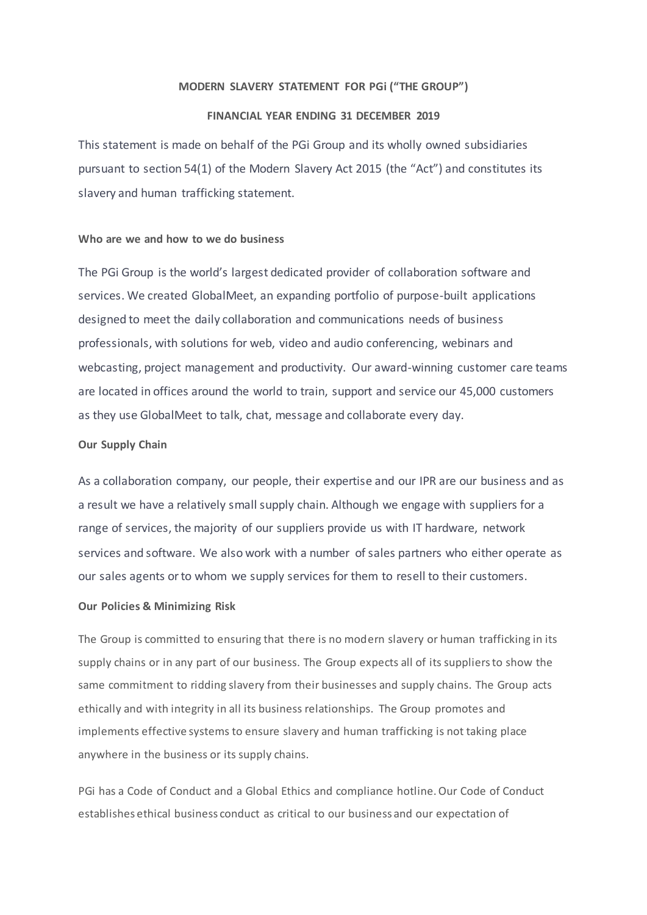**MODERN SLAVERY STATEMENT FOR PGi ("THE GROUP")**

**FINANCIAL YEAR ENDING 31 DECEMBER 2019**

This statement is made on behalf of the PGi Group and its wholly owned subsidiaries pursuant to section 54(1) of the Modern Slavery Act 2015 (the "Act") and constitutes its slavery and human trafficking statement.

**Who are we and how to we do business**

The PGi Group is the world's largest dedicated provider of collaboration software and services. We created GlobalMeet, an expanding portfolio of purpose-built applications designed to meet the daily collaboration and communications needs of business professionals, with solutions for web, video and audio conferencing, webinars and webcasting, project management and productivity. Our award-winning customer care teams are located in offices around the world to train, support and service our 45,000 customers as they use GlobalMeet to talk, chat, message and collaborate every day.

**Our Supply Chain**

As a collaboration company, our people, their expertise and our IPR are our business and as a result we have a relatively small supply chain. Although we engage with suppliers for a range of services, the majority of our suppliers provide us with IT hardware, network services and software. We also work with a number of sales partners who either operate as our sales agents or to whom we supply services for them to resell to their customers.

**Our Policies & Minimizing Risk**

The Group is committed to ensuring that there is no modern slavery or human trafficking in its supply chains or in any part of our business. The Group expects all of its suppliers to show the same commitment to ridding slavery from their businesses and supply chains. The Group acts ethically and with integrity in all its business relationships. The Group promotes and implements effective systems to ensure slavery and human trafficking is not taking place anywhere in the business or its supply chains.

PGi has a Code of Conduct and a Global Ethics and compliance hotline. Our Code of Conduct establishes ethical business conduct as critical to our business and our expectation of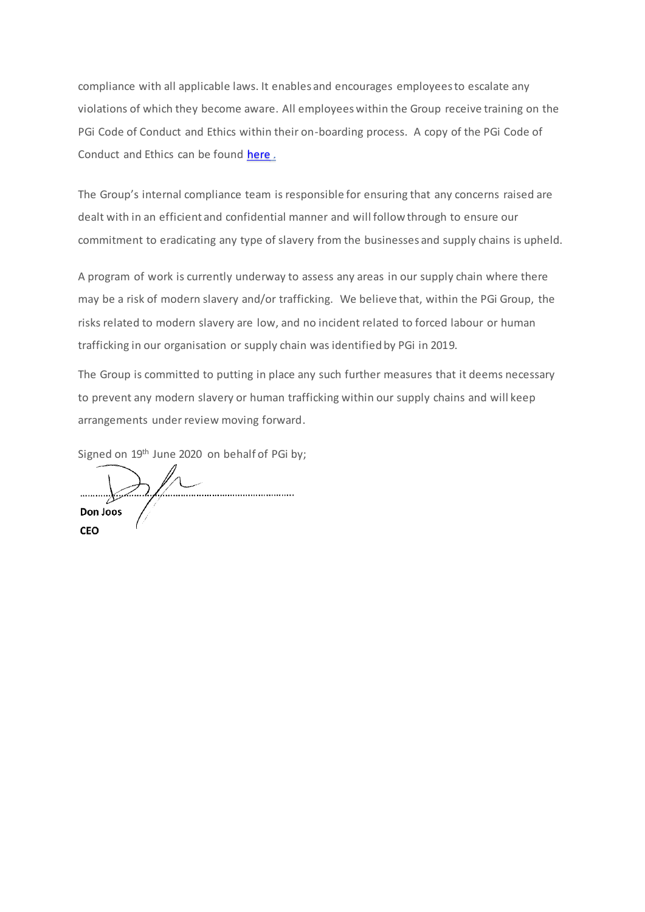compliance with all applicable laws. It enables and encourages employees to escalate any violations of which they become aware. All employees within the Group receive training on the PGi Code of Conduct and Ethics within their on-boarding process. A copy of the PGi Code of Conduct and Ethics can be found here .

The Group's internal compliance team is responsible for ensuring that any concerns raised are dealt with in an efficient and confidential manner and will follow through to ensure our commitment to eradicating any type of slavery from the businesses and supply chains is upheld.

A program of work is currently underway to assess any areas in our supply chain where there may be a risk of modern slavery and/or trafficking. We believe that, within the PGi Group, the risks related to modern slavery are low, and no incident related to forced labour or human trafficking in our organisation or supply chain was identified by PGi in 2019.

The Group is committed to putting in place any such further measures that it deems necessary to prevent any modern slavery or human trafficking within our supply chains and will keep arrangements under review moving forward.

Signed on 19th June 2020 on behalf of PGi by;

.................................................................................

**Don Joos**
**CEO**